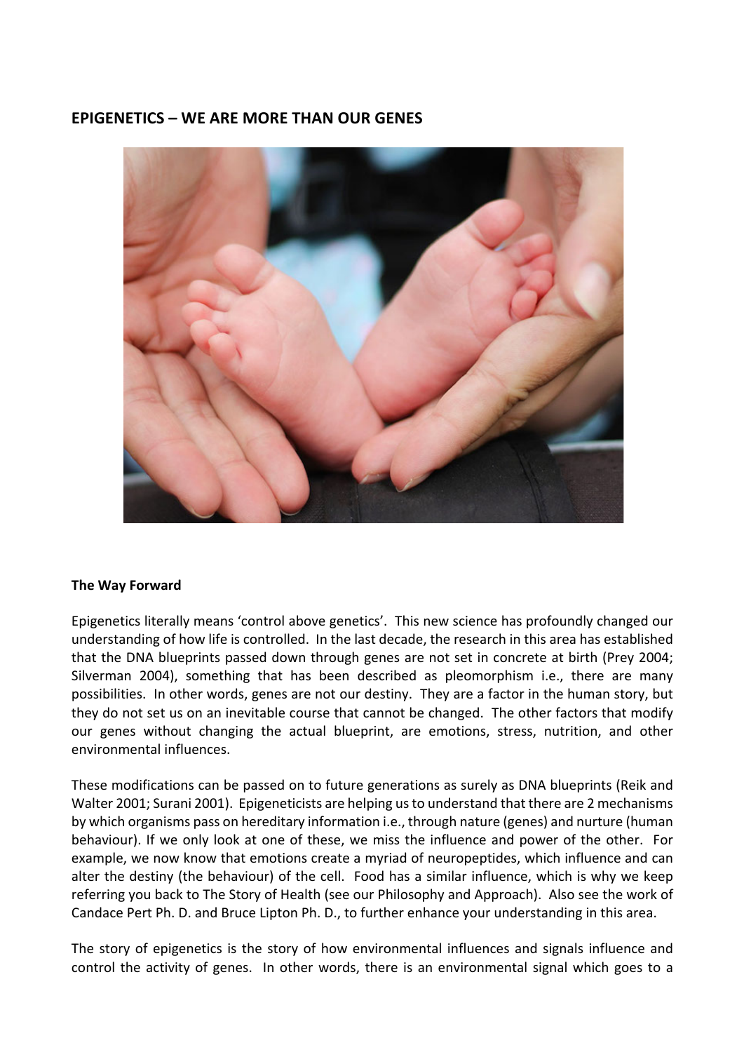## EPIGENETICS – WE ARE MORE THAN OUR GENES

**The Way Forward**

Epigenetics literally means 'control above genetics'. This new science has profoundly changed our understanding of how life is controlled. In the last decade, the research in this area has established that the DNA blueprints passed down through genes are not set in concrete at birth (Prey 2004; Silverman 2004), something that has been described as pleomorphism i.e., there are many possibilities. In other words, genes are not our destiny. They are a factor in the human story, but they do not set us on an inevitable course that cannot be changed. The other factors that modify our genes without changing the actual blueprint, are emotions, stress, nutrition, and other environmental influences.

These modifications can be passed on to future generations as surely as DNA blueprints (Reik and Walter 2001; Surani 2001). Epigeneticists are helping us to understand that there are 2 mechanisms by which organisms pass on hereditary information i.e., through nature (genes) and nurture (human behaviour). If we only look at one of these, we miss the influence and power of the other. For example, we now know that emotions create a myriad of neuropeptides, which influence and can alter the destiny (the behaviour) of the cell. Food has a similar influence, which is why we keep referring you back to The Story of Health (see our Philosophy and Approach). Also see the work of Candace Pert Ph. D. and Bruce Lipton Ph. D., to further enhance your understanding in this area.

The story of epigenetics is the story of how environmental influences and signals influence and control the activity of genes. In other words, there is an environmental signal which goes to a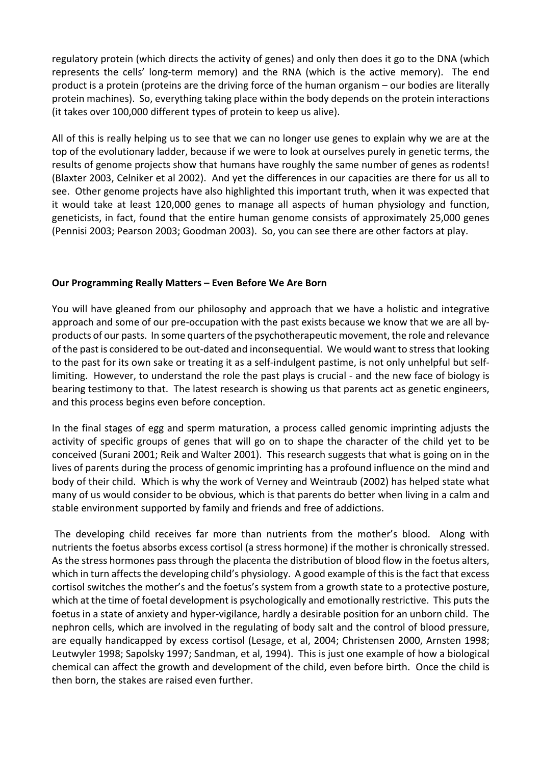regulatory protein (which directs the activity of genes) and only then does it go to the DNA (which represents the cells' long-term memory) and the RNA (which is the active memory). The end product is a protein (proteins are the driving force of the human organism – our bodies are literally protein machines). So, everything taking place within the body depends on the protein interactions (it takes over 100,000 different types of protein to keep us alive).

All of this is really helping us to see that we can no longer use genes to explain why we are at the top of the evolutionary ladder, because if we were to look at ourselves purely in genetic terms, the results of genome projects show that humans have roughly the same number of genes as rodents! (Blaxter 2003, Celniker et al 2002). And yet the differences in our capacities are there for us all to see. Other genome projects have also highlighted this important truth, when it was expected that it would take at least 120,000 genes to manage all aspects of human physiology and function, geneticists, in fact, found that the entire human genome consists of approximately 25,000 genes (Pennisi 2003; Pearson 2003; Goodman 2003). So, you can see there are other factors at play.

**Our Programming Really Matters – Even Before We Are Born**

You will have gleaned from our philosophy and approach that we have a holistic and integrative approach and some of our pre-occupation with the past exists because we know that we are all by-products of our pasts. In some quarters of the psychotherapeutic movement, the role and relevance of the past is considered to be out-dated and inconsequential. We would want to stress that looking to the past for its own sake or treating it as a self-indulgent pastime, is not only unhelpful but self-limiting. However, to understand the role the past plays is crucial - and the new face of biology is bearing testimony to that. The latest research is showing us that parents act as genetic engineers, and this process begins even before conception.

In the final stages of egg and sperm maturation, a process called genomic imprinting adjusts the activity of specific groups of genes that will go on to shape the character of the child yet to be conceived (Surani 2001; Reik and Walter 2001). This research suggests that what is going on in the lives of parents during the process of genomic imprinting has a profound influence on the mind and body of their child. Which is why the work of Verney and Weintraub (2002) has helped state what many of us would consider to be obvious, which is that parents do better when living in a calm and stable environment supported by family and friends and free of addictions.

The developing child receives far more than nutrients from the mother's blood. Along with nutrients the foetus absorbs excess cortisol (a stress hormone) if the mother is chronically stressed. As the stress hormones pass through the placenta the distribution of blood flow in the foetus alters, which in turn affects the developing child's physiology. A good example of this is the fact that excess cortisol switches the mother's and the foetus's system from a growth state to a protective posture, which at the time of foetal development is psychologically and emotionally restrictive. This puts the foetus in a state of anxiety and hyper-vigilance, hardly a desirable position for an unborn child. The nephron cells, which are involved in the regulating of body salt and the control of blood pressure, are equally handicapped by excess cortisol (Lesage, et al, 2004; Christensen 2000, Arnsten 1998; Leutwyler 1998; Sapolsky 1997; Sandman, et al, 1994). This is just one example of how a biological chemical can affect the growth and development of the child, even before birth. Once the child is then born, the stakes are raised even further.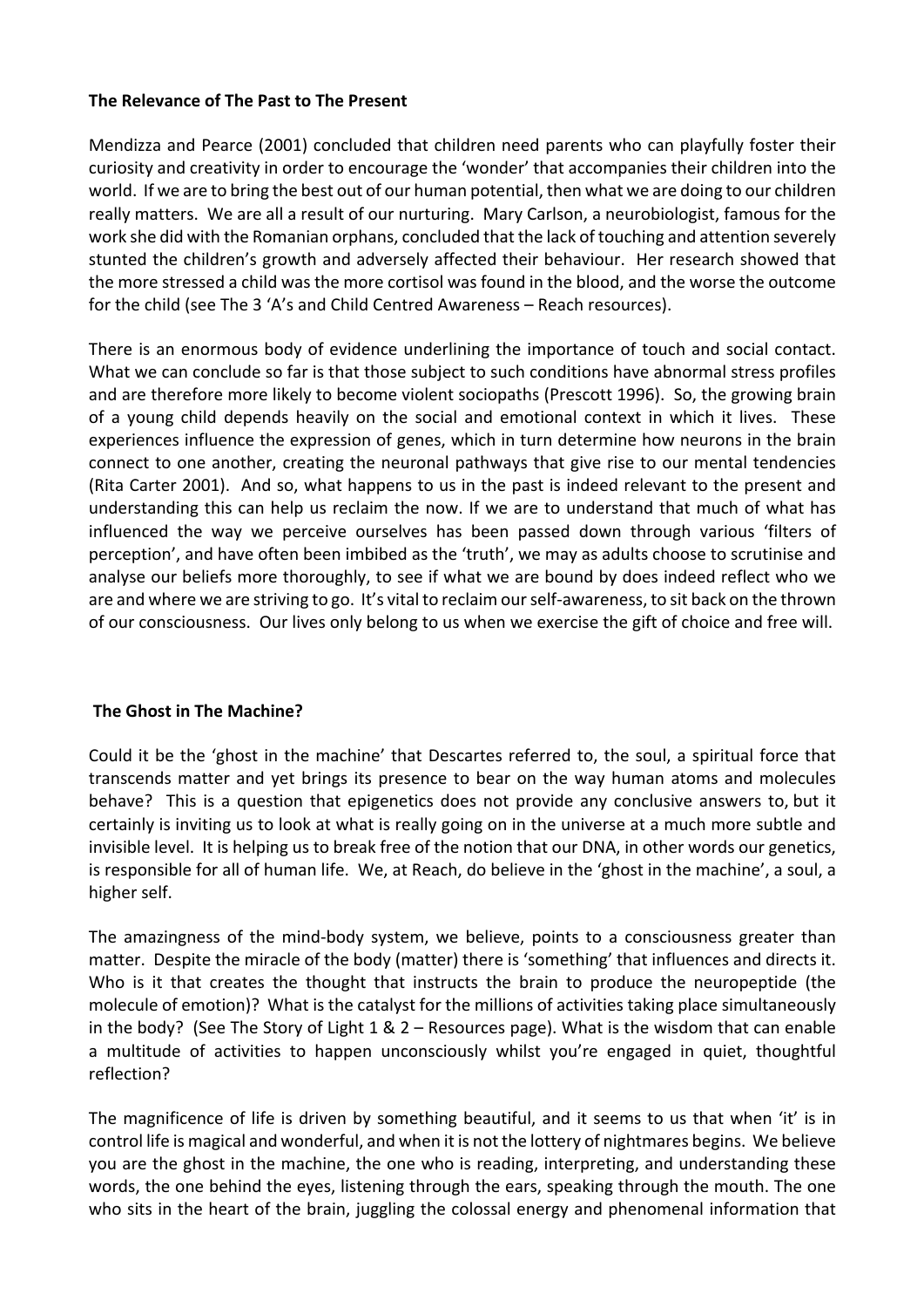**The Relevance of The Past to The Present**

Mendizza and Pearce (2001) concluded that children need parents who can playfully foster their curiosity and creativity in order to encourage the 'wonder' that accompanies their children into the world. If we are to bring the best out of our human potential, then what we are doing to our children really matters. We are all a result of our nurturing. Mary Carlson, a neurobiologist, famous for the work she did with the Romanian orphans, concluded that the lack of touching and attention severely stunted the children's growth and adversely affected their behaviour. Her research showed that the more stressed a child was the more cortisol was found in the blood, and the worse the outcome for the child (see The 3 'A's and Child Centred Awareness – Reach resources).

There is an enormous body of evidence underlining the importance of touch and social contact. What we can conclude so far is that those subject to such conditions have abnormal stress profiles and are therefore more likely to become violent sociopaths (Prescott 1996). So, the growing brain of a young child depends heavily on the social and emotional context in which it lives. These experiences influence the expression of genes, which in turn determine how neurons in the brain connect to one another, creating the neuronal pathways that give rise to our mental tendencies (Rita Carter 2001). And so, what happens to us in the past is indeed relevant to the present and understanding this can help us reclaim the now. If we are to understand that much of what has influenced the way we perceive ourselves has been passed down through various 'filters of perception', and have often been imbibed as the 'truth', we may as adults choose to scrutinise and analyse our beliefs more thoroughly, to see if what we are bound by does indeed reflect who we are and where we are striving to go. It's vital to reclaim our self-awareness, to sit back on the thrown of our consciousness. Our lives only belong to us when we exercise the gift of choice and free will.

**The Ghost in The Machine?**

Could it be the 'ghost in the machine' that Descartes referred to, the soul, a spiritual force that transcends matter and yet brings its presence to bear on the way human atoms and molecules behave? This is a question that epigenetics does not provide any conclusive answers to, but it certainly is inviting us to look at what is really going on in the universe at a much more subtle and invisible level. It is helping us to break free of the notion that our DNA, in other words our genetics, is responsible for all of human life. We, at Reach, do believe in the 'ghost in the machine', a soul, a higher self.

The amazingness of the mind-body system, we believe, points to a consciousness greater than matter. Despite the miracle of the body (matter) there is 'something' that influences and directs it. Who is it that creates the thought that instructs the brain to produce the neuropeptide (the molecule of emotion)? What is the catalyst for the millions of activities taking place simultaneously in the body? (See The Story of Light 1 & 2 – Resources page). What is the wisdom that can enable a multitude of activities to happen unconsciously whilst you're engaged in quiet, thoughtful reflection?

The magnificence of life is driven by something beautiful, and it seems to us that when 'it' is in control life is magical and wonderful, and when it is not the lottery of nightmares begins. We believe you are the ghost in the machine, the one who is reading, interpreting, and understanding these words, the one behind the eyes, listening through the ears, speaking through the mouth. The one who sits in the heart of the brain, juggling the colossal energy and phenomenal information that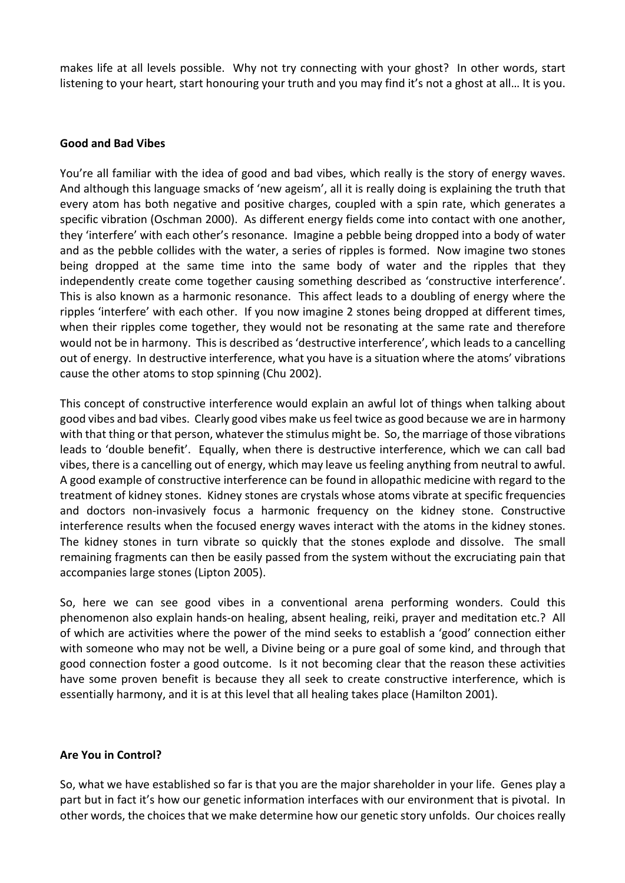makes life at all levels possible. Why not try connecting with your ghost? In other words, start listening to your heart, start honouring your truth and you may find it's not a ghost at all… It is you.

**Good and Bad Vibes**

You're all familiar with the idea of good and bad vibes, which really is the story of energy waves. And although this language smacks of 'new ageism', all it is really doing is explaining the truth that every atom has both negative and positive charges, coupled with a spin rate, which generates a specific vibration (Oschman 2000). As different energy fields come into contact with one another, they 'interfere' with each other's resonance. Imagine a pebble being dropped into a body of water and as the pebble collides with the water, a series of ripples is formed. Now imagine two stones being dropped at the same time into the same body of water and the ripples that they independently create come together causing something described as 'constructive interference'. This is also known as a harmonic resonance. This affect leads to a doubling of energy where the ripples 'interfere' with each other. If you now imagine 2 stones being dropped at different times, when their ripples come together, they would not be resonating at the same rate and therefore would not be in harmony. This is described as 'destructive interference', which leads to a cancelling out of energy. In destructive interference, what you have is a situation where the atoms' vibrations cause the other atoms to stop spinning (Chu 2002).

This concept of constructive interference would explain an awful lot of things when talking about good vibes and bad vibes. Clearly good vibes make us feel twice as good because we are in harmony with that thing or that person, whatever the stimulus might be. So, the marriage of those vibrations leads to 'double benefit'. Equally, when there is destructive interference, which we can call bad vibes, there is a cancelling out of energy, which may leave us feeling anything from neutral to awful. A good example of constructive interference can be found in allopathic medicine with regard to the treatment of kidney stones. Kidney stones are crystals whose atoms vibrate at specific frequencies and doctors non-invasively focus a harmonic frequency on the kidney stone. Constructive interference results when the focused energy waves interact with the atoms in the kidney stones. The kidney stones in turn vibrate so quickly that the stones explode and dissolve. The small remaining fragments can then be easily passed from the system without the excruciating pain that accompanies large stones (Lipton 2005).

So, here we can see good vibes in a conventional arena performing wonders. Could this phenomenon also explain hands-on healing, absent healing, reiki, prayer and meditation etc.? All of which are activities where the power of the mind seeks to establish a 'good' connection either with someone who may not be well, a Divine being or a pure goal of some kind, and through that good connection foster a good outcome. Is it not becoming clear that the reason these activities have some proven benefit is because they all seek to create constructive interference, which is essentially harmony, and it is at this level that all healing takes place (Hamilton 2001).

**Are You in Control?**

So, what we have established so far is that you are the major shareholder in your life. Genes play a part but in fact it's how our genetic information interfaces with our environment that is pivotal. In other words, the choices that we make determine how our genetic story unfolds. Our choices really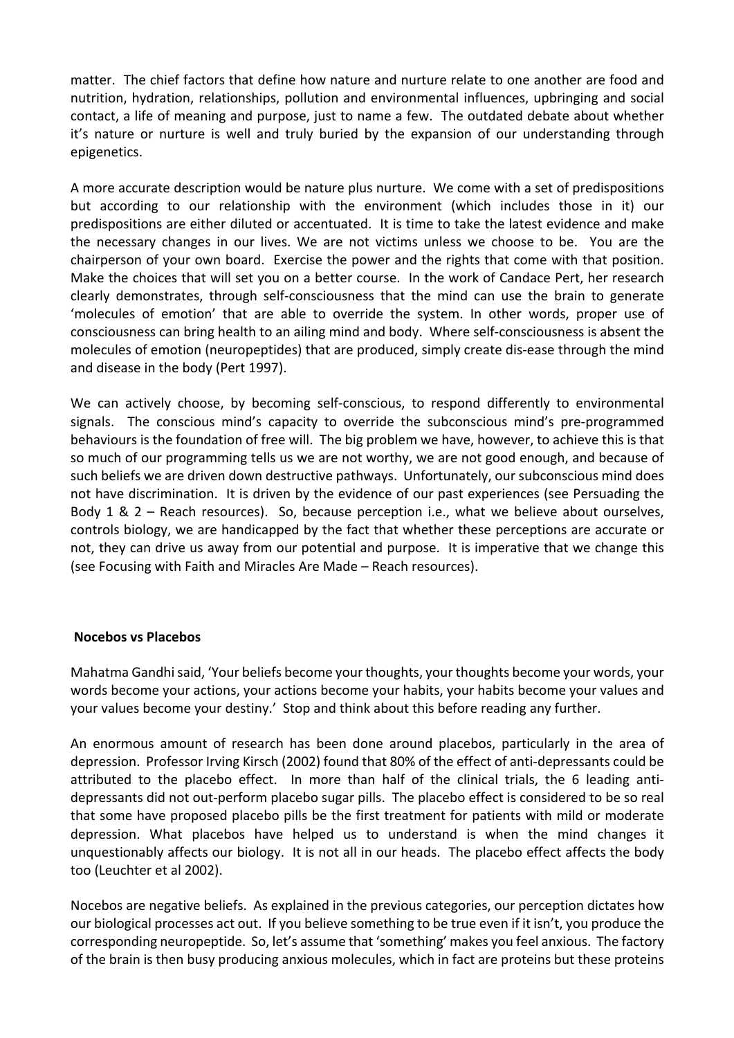matter. The chief factors that define how nature and nurture relate to one another are food and nutrition, hydration, relationships, pollution and environmental influences, upbringing and social contact, a life of meaning and purpose, just to name a few. The outdated debate about whether it's nature or nurture is well and truly buried by the expansion of our understanding through epigenetics.

A more accurate description would be nature plus nurture. We come with a set of predispositions but according to our relationship with the environment (which includes those in it) our predispositions are either diluted or accentuated. It is time to take the latest evidence and make the necessary changes in our lives. We are not victims unless we choose to be. You are the chairperson of your own board. Exercise the power and the rights that come with that position. Make the choices that will set you on a better course. In the work of Candace Pert, her research clearly demonstrates, through self-consciousness that the mind can use the brain to generate 'molecules of emotion' that are able to override the system. In other words, proper use of consciousness can bring health to an ailing mind and body. Where self-consciousness is absent the molecules of emotion (neuropeptides) that are produced, simply create dis-ease through the mind and disease in the body (Pert 1997).

We can actively choose, by becoming self-conscious, to respond differently to environmental signals. The conscious mind's capacity to override the subconscious mind's pre-programmed behaviours is the foundation of free will. The big problem we have, however, to achieve this is that so much of our programming tells us we are not worthy, we are not good enough, and because of such beliefs we are driven down destructive pathways. Unfortunately, our subconscious mind does not have discrimination. It is driven by the evidence of our past experiences (see Persuading the Body 1 & 2 – Reach resources). So, because perception i.e., what we believe about ourselves, controls biology, we are handicapped by the fact that whether these perceptions are accurate or not, they can drive us away from our potential and purpose. It is imperative that we change this (see Focusing with Faith and Miracles Are Made – Reach resources).

**Nocebos vs Placebos**

Mahatma Gandhi said, 'Your beliefs become your thoughts, your thoughts become your words, your words become your actions, your actions become your habits, your habits become your values and your values become your destiny.' Stop and think about this before reading any further.

An enormous amount of research has been done around placebos, particularly in the area of depression. Professor Irving Kirsch (2002) found that 80% of the effect of anti-depressants could be attributed to the placebo effect. In more than half of the clinical trials, the 6 leading anti-depressants did not out-perform placebo sugar pills. The placebo effect is considered to be so real that some have proposed placebo pills be the first treatment for patients with mild or moderate depression. What placebos have helped us to understand is when the mind changes it unquestionably affects our biology. It is not all in our heads. The placebo effect affects the body too (Leuchter et al 2002).

Nocebos are negative beliefs. As explained in the previous categories, our perception dictates how our biological processes act out. If you believe something to be true even if it isn't, you produce the corresponding neuropeptide. So, let's assume that 'something' makes you feel anxious. The factory of the brain is then busy producing anxious molecules, which in fact are proteins but these proteins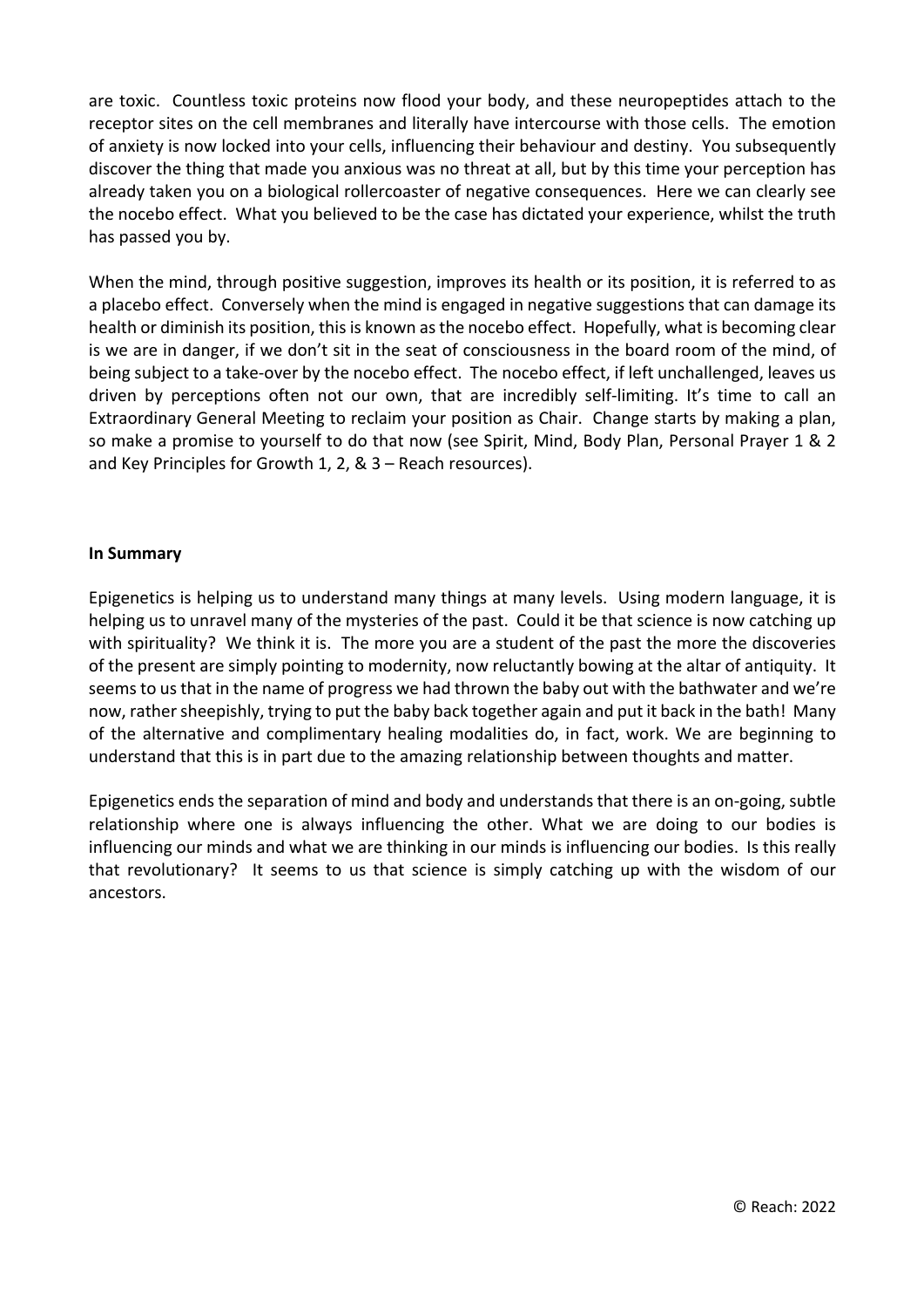are toxic. Countless toxic proteins now flood your body, and these neuropeptides attach to the receptor sites on the cell membranes and literally have intercourse with those cells. The emotion of anxiety is now locked into your cells, influencing their behaviour and destiny. You subsequently discover the thing that made you anxious was no threat at all, but by this time your perception has already taken you on a biological rollercoaster of negative consequences. Here we can clearly see the nocebo effect. What you believed to be the case has dictated your experience, whilst the truth has passed you by.

When the mind, through positive suggestion, improves its health or its position, it is referred to as a placebo effect. Conversely when the mind is engaged in negative suggestions that can damage its health or diminish its position, this is known as the nocebo effect. Hopefully, what is becoming clear is we are in danger, if we don't sit in the seat of consciousness in the board room of the mind, of being subject to a take-over by the nocebo effect. The nocebo effect, if left unchallenged, leaves us driven by perceptions often not our own, that are incredibly self-limiting. It's time to call an Extraordinary General Meeting to reclaim your position as Chair. Change starts by making a plan, so make a promise to yourself to do that now (see Spirit, Mind, Body Plan, Personal Prayer 1 & 2 and Key Principles for Growth 1, 2, & 3 – Reach resources).

**In Summary**

Epigenetics is helping us to understand many things at many levels. Using modern language, it is helping us to unravel many of the mysteries of the past. Could it be that science is now catching up with spirituality? We think it is. The more you are a student of the past the more the discoveries of the present are simply pointing to modernity, now reluctantly bowing at the altar of antiquity. It seems to us that in the name of progress we had thrown the baby out with the bathwater and we're now, rather sheepishly, trying to put the baby back together again and put it back in the bath! Many of the alternative and complimentary healing modalities do, in fact, work. We are beginning to understand that this is in part due to the amazing relationship between thoughts and matter.

Epigenetics ends the separation of mind and body and understands that there is an on-going, subtle relationship where one is always influencing the other. What we are doing to our bodies is influencing our minds and what we are thinking in our minds is influencing our bodies. Is this really that revolutionary? It seems to us that science is simply catching up with the wisdom of our ancestors.

© Reach: 2022